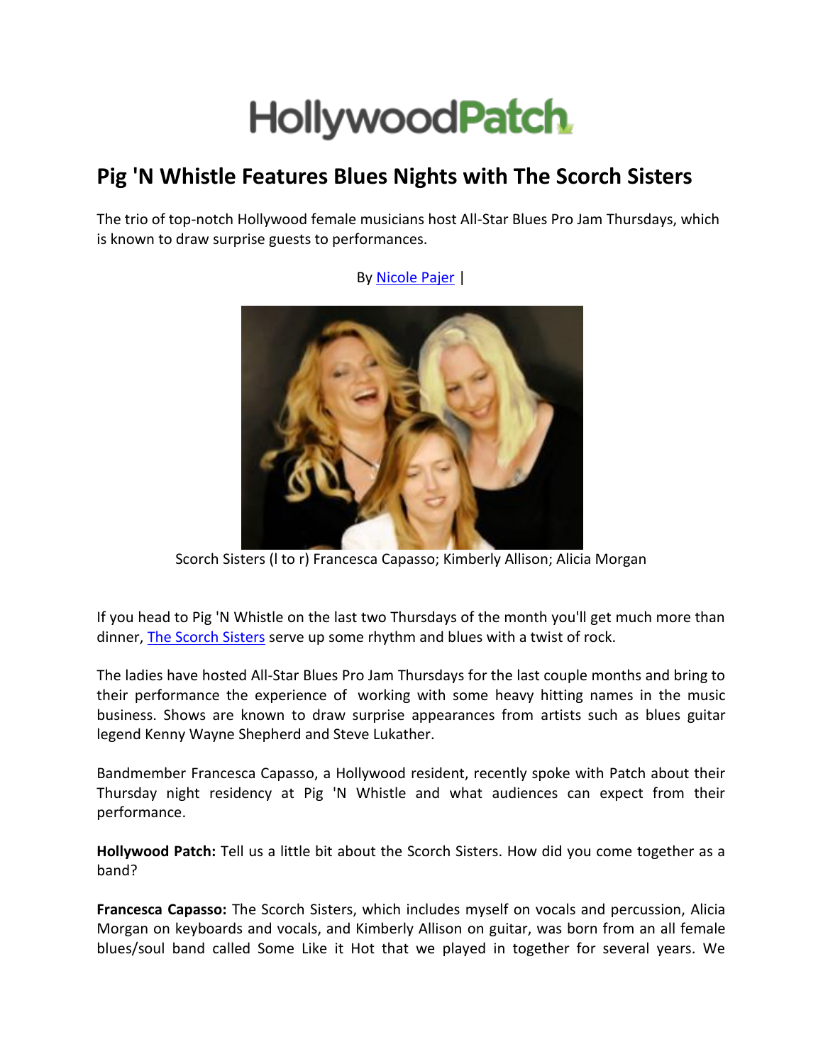# HollywoodPatch

## Pig 'N Whistle Features Blues Nights with The Scorch Sisters

The trio of top-notch Hollywood female musicians host All-Star Blues Pro Jam Thursdays, which is known to draw surprise guests to performances.

By [Nicole Pajer](#) |

Scorch Sisters (l to r) Francesca Capasso; Kimberly Allison; Alicia Morgan

If you head to Pig 'N Whistle on the last two Thursdays of the month you'll get much more than dinner, [The Scorch Sisters](#) serve up some rhythm and blues with a twist of rock.

The ladies have hosted All-Star Blues Pro Jam Thursdays for the last couple months and bring to their performance the experience of working with some heavy hitting names in the music business. Shows are known to draw surprise appearances from artists such as blues guitar legend Kenny Wayne Shepherd and Steve Lukather.

Bandmember Francesca Capasso, a Hollywood resident, recently spoke with Patch about their Thursday night residency at Pig 'N Whistle and what audiences can expect from their performance.

**Hollywood Patch:** Tell us a little bit about the Scorch Sisters. How did you come together as a band?

**Francesca Capasso:** The Scorch Sisters, which includes myself on vocals and percussion, Alicia Morgan on keyboards and vocals, and Kimberly Allison on guitar, was born from an all female blues/soul band called Some Like it Hot that we played in together for several years. We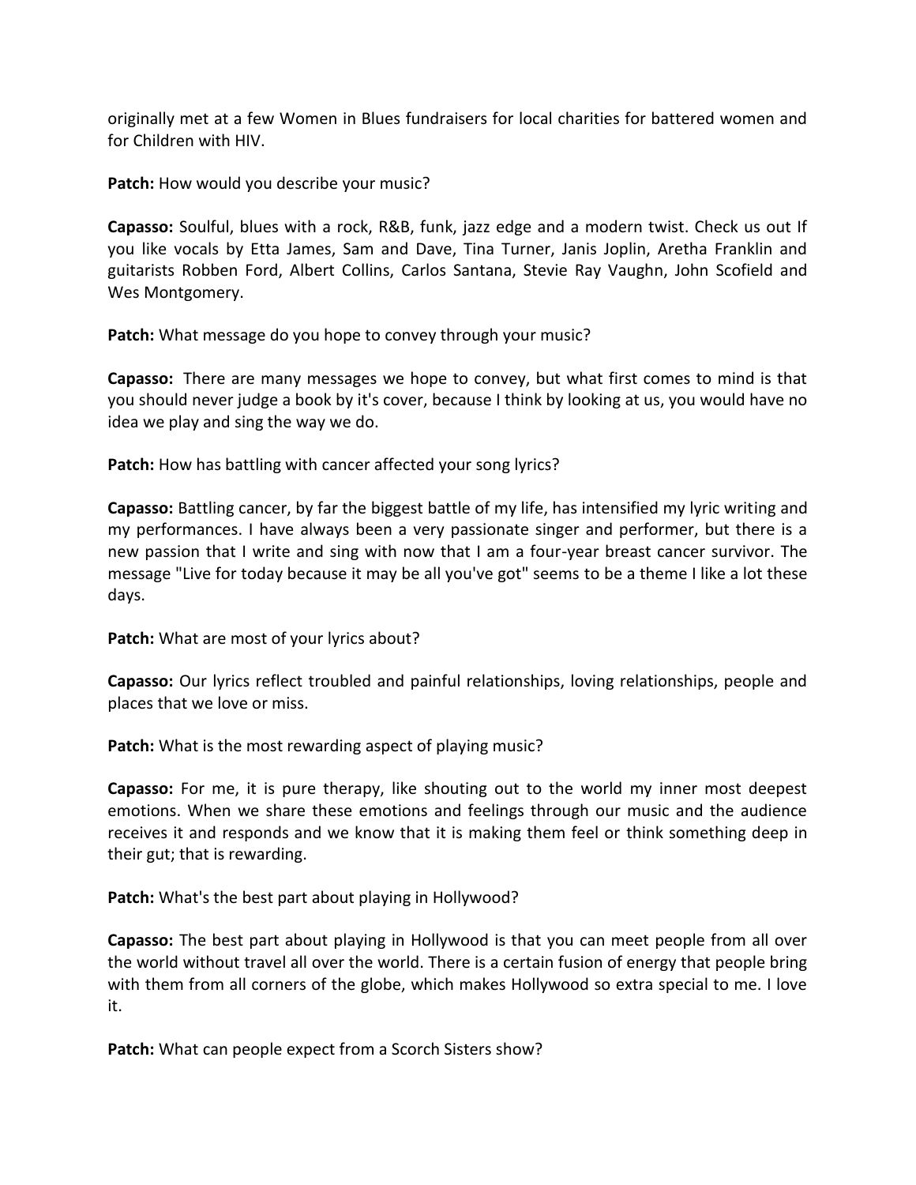originally met at a few Women in Blues fundraisers for local charities for battered women and for Children with HIV.

**Patch:** How would you describe your music?

**Capasso:** Soulful, blues with a rock, R&B, funk, jazz edge and a modern twist. Check us out If you like vocals by Etta James, Sam and Dave, Tina Turner, Janis Joplin, Aretha Franklin and guitarists Robben Ford, Albert Collins, Carlos Santana, Stevie Ray Vaughn, John Scofield and Wes Montgomery.

**Patch:** What message do you hope to convey through your music?

**Capasso:** There are many messages we hope to convey, but what first comes to mind is that you should never judge a book by it's cover, because I think by looking at us, you would have no idea we play and sing the way we do.

**Patch:** How has battling with cancer affected your song lyrics?

**Capasso:** Battling cancer, by far the biggest battle of my life, has intensified my lyric writing and my performances. I have always been a very passionate singer and performer, but there is a new passion that I write and sing with now that I am a four-year breast cancer survivor. The message "Live for today because it may be all you've got" seems to be a theme I like a lot these days.

**Patch:** What are most of your lyrics about?

**Capasso:** Our lyrics reflect troubled and painful relationships, loving relationships, people and places that we love or miss.

**Patch:** What is the most rewarding aspect of playing music?

**Capasso:** For me, it is pure therapy, like shouting out to the world my inner most deepest emotions. When we share these emotions and feelings through our music and the audience receives it and responds and we know that it is making them feel or think something deep in their gut; that is rewarding.

**Patch:** What's the best part about playing in Hollywood?

**Capasso:** The best part about playing in Hollywood is that you can meet people from all over the world without travel all over the world. There is a certain fusion of energy that people bring with them from all corners of the globe, which makes Hollywood so extra special to me. I love it.

**Patch:** What can people expect from a Scorch Sisters show?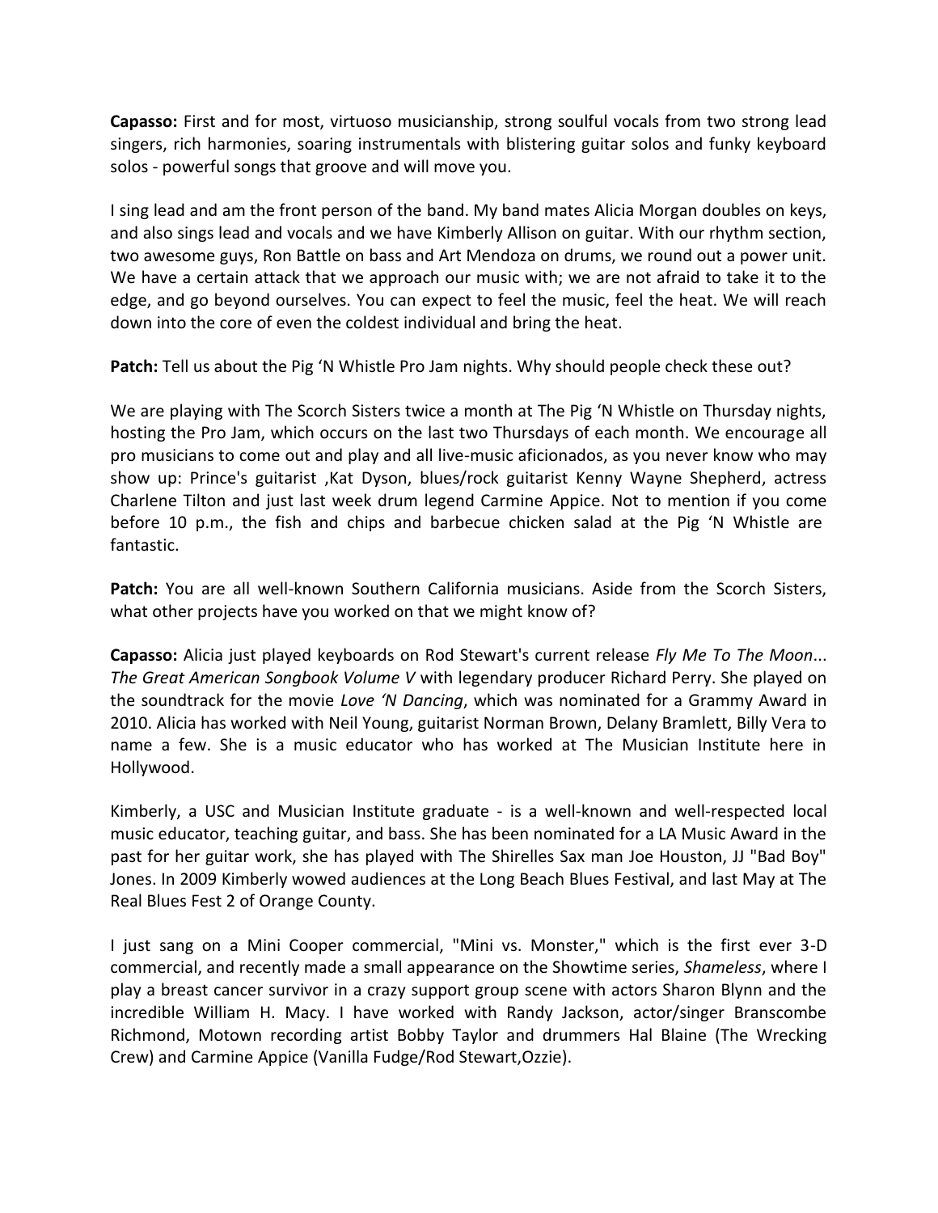**Capasso:** First and for most, virtuoso musicianship, strong soulful vocals from two strong lead singers, rich harmonies, soaring instrumentals with blistering guitar solos and funky keyboard solos - powerful songs that groove and will move you.

I sing lead and am the front person of the band. My band mates Alicia Morgan doubles on keys, and also sings lead and vocals and we have Kimberly Allison on guitar. With our rhythm section, two awesome guys, Ron Battle on bass and Art Mendoza on drums, we round out a power unit. We have a certain attack that we approach our music with; we are not afraid to take it to the edge, and go beyond ourselves. You can expect to feel the music, feel the heat. We will reach down into the core of even the coldest individual and bring the heat.

**Patch:** Tell us about the Pig 'N Whistle Pro Jam nights. Why should people check these out?

We are playing with The Scorch Sisters twice a month at The Pig 'N Whistle on Thursday nights, hosting the Pro Jam, which occurs on the last two Thursdays of each month. We encourage all pro musicians to come out and play and all live-music aficionados, as you never know who may show up: Prince's guitarist ,Kat Dyson, blues/rock guitarist Kenny Wayne Shepherd, actress Charlene Tilton and just last week drum legend Carmine Appice. Not to mention if you come before 10 p.m., the fish and chips and barbecue chicken salad at the Pig 'N Whistle are fantastic.

**Patch:** You are all well-known Southern California musicians. Aside from the Scorch Sisters, what other projects have you worked on that we might know of?

**Capasso:** Alicia just played keyboards on Rod Stewart's current release *Fly Me To The Moon*... *The Great American Songbook Volume V* with legendary producer Richard Perry. She played on the soundtrack for the movie *Love 'N Dancing*, which was nominated for a Grammy Award in 2010. Alicia has worked with Neil Young, guitarist Norman Brown, Delany Bramlett, Billy Vera to name a few. She is a music educator who has worked at The Musician Institute here in Hollywood.

Kimberly, a USC and Musician Institute graduate - is a well-known and well-respected local music educator, teaching guitar, and bass. She has been nominated for a LA Music Award in the past for her guitar work, she has played with The Shirelles Sax man Joe Houston, JJ "Bad Boy" Jones. In 2009 Kimberly wowed audiences at the Long Beach Blues Festival, and last May at The Real Blues Fest 2 of Orange County.

I just sang on a Mini Cooper commercial, "Mini vs. Monster," which is the first ever 3-D commercial, and recently made a small appearance on the Showtime series, *Shameless*, where I play a breast cancer survivor in a crazy support group scene with actors Sharon Blynn and the incredible William H. Macy. I have worked with Randy Jackson, actor/singer Branscombe Richmond, Motown recording artist Bobby Taylor and drummers Hal Blaine (The Wrecking Crew) and Carmine Appice (Vanilla Fudge/Rod Stewart,Ozzie).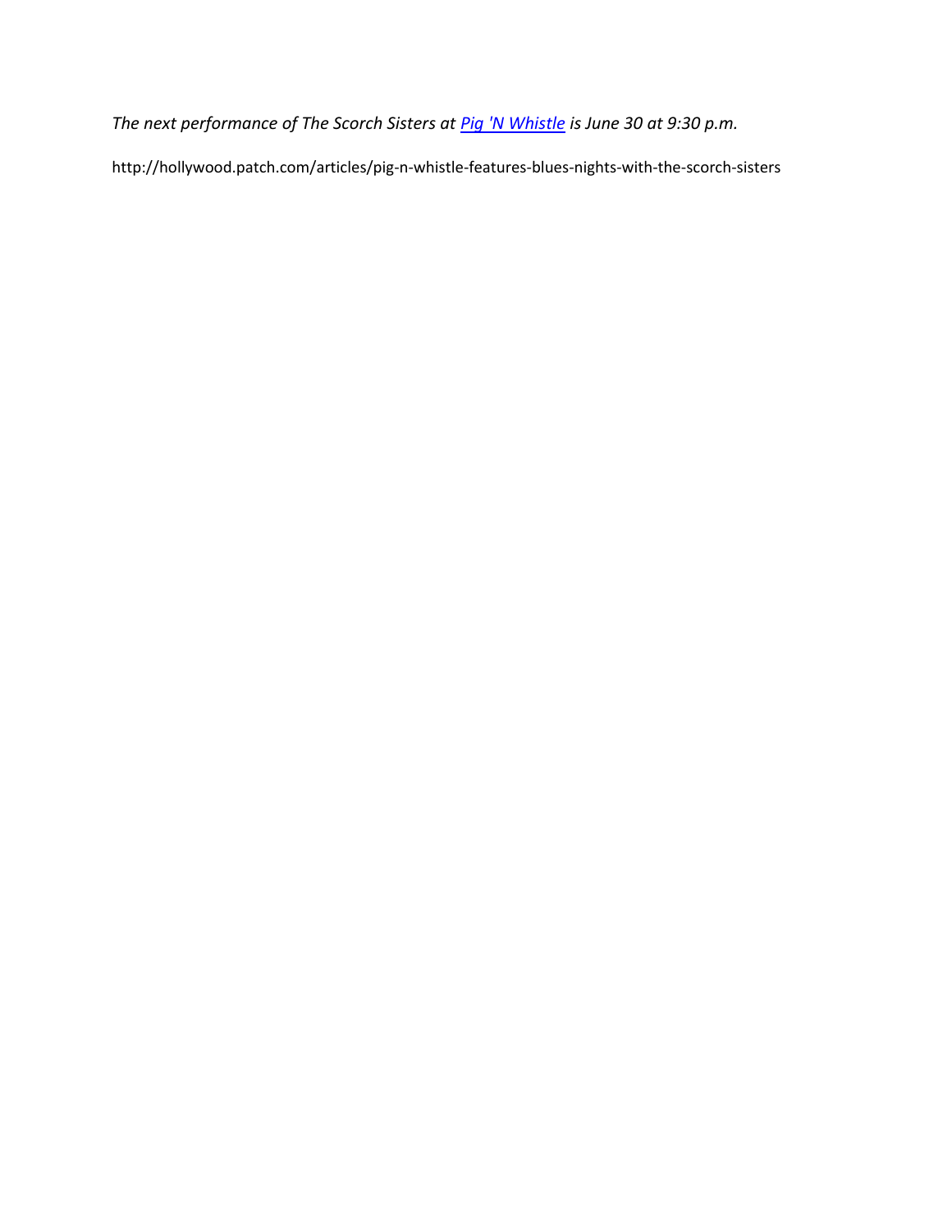*The next performance of The Scorch Sisters at [Pig 'N Whistle] is June 30 at 9:30 p.m.*

http://hollywood.patch.com/articles/pig-n-whistle-features-blues-nights-with-the-scorch-sisters